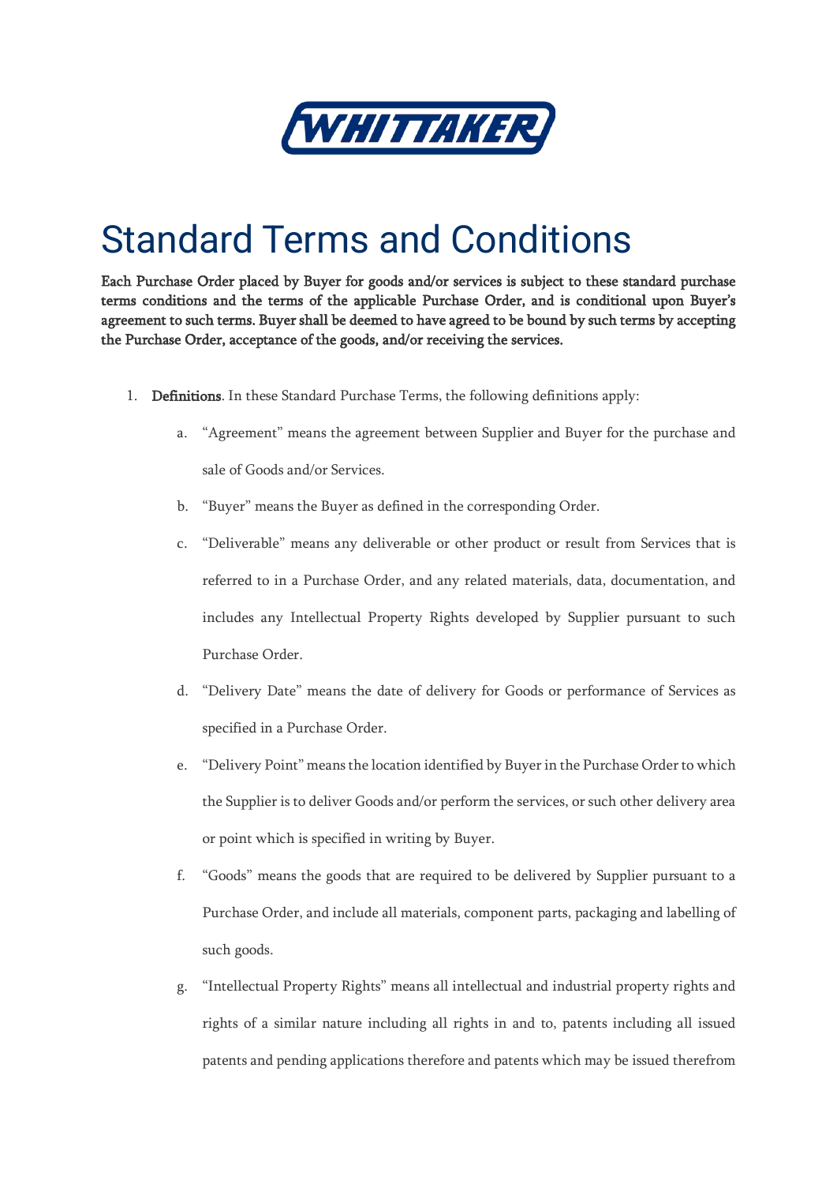WHITTAKER

# Standard Terms and Conditions

**Each Purchase Order placed by Buyer for goods and/or services is subject to these standard purchase terms conditions and the terms of the applicable Purchase Order, and is conditional upon Buyer's agreement to such terms. Buyer shall be deemed to have agreed to be bound by such terms by accepting the Purchase Order, acceptance of the goods, and/or receiving the services.**

1. **Definitions**. In these Standard Purchase Terms, the following definitions apply:

   a. "Agreement" means the agreement between Supplier and Buyer for the purchase and sale of Goods and/or Services.

   b. "Buyer" means the Buyer as defined in the corresponding Order.

   c. "Deliverable" means any deliverable or other product or result from Services that is referred to in a Purchase Order, and any related materials, data, documentation, and includes any Intellectual Property Rights developed by Supplier pursuant to such Purchase Order.

   d. "Delivery Date" means the date of delivery for Goods or performance of Services as specified in a Purchase Order.

   e. "Delivery Point" means the location identified by Buyer in the Purchase Order to which the Supplier is to deliver Goods and/or perform the services, or such other delivery area or point which is specified in writing by Buyer.

   f. "Goods" means the goods that are required to be delivered by Supplier pursuant to a Purchase Order, and include all materials, component parts, packaging and labelling of such goods.

   g. "Intellectual Property Rights" means all intellectual and industrial property rights and rights of a similar nature including all rights in and to, patents including all issued patents and pending applications therefore and patents which may be issued therefrom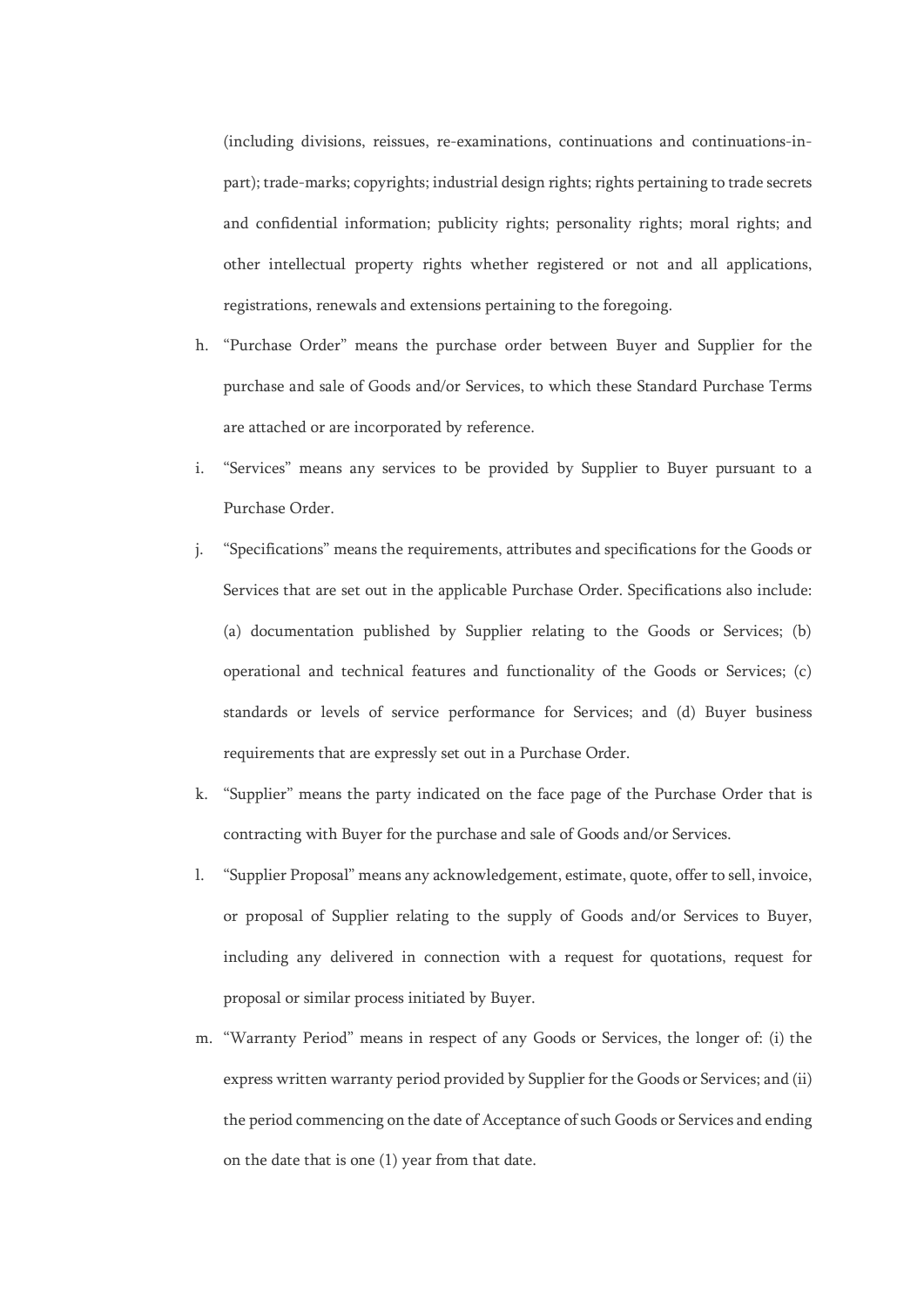(including divisions, reissues, re-examinations, continuations and continuations-in-part); trade-marks; copyrights; industrial design rights; rights pertaining to trade secrets and confidential information; publicity rights; personality rights; moral rights; and other intellectual property rights whether registered or not and all applications, registrations, renewals and extensions pertaining to the foregoing.

h. "Purchase Order" means the purchase order between Buyer and Supplier for the purchase and sale of Goods and/or Services, to which these Standard Purchase Terms are attached or are incorporated by reference.

i. "Services" means any services to be provided by Supplier to Buyer pursuant to a Purchase Order.

j. "Specifications" means the requirements, attributes and specifications for the Goods or Services that are set out in the applicable Purchase Order. Specifications also include: (a) documentation published by Supplier relating to the Goods or Services; (b) operational and technical features and functionality of the Goods or Services; (c) standards or levels of service performance for Services; and (d) Buyer business requirements that are expressly set out in a Purchase Order.

k. "Supplier" means the party indicated on the face page of the Purchase Order that is contracting with Buyer for the purchase and sale of Goods and/or Services.

l. "Supplier Proposal" means any acknowledgement, estimate, quote, offer to sell, invoice, or proposal of Supplier relating to the supply of Goods and/or Services to Buyer, including any delivered in connection with a request for quotations, request for proposal or similar process initiated by Buyer.

m. "Warranty Period" means in respect of any Goods or Services, the longer of: (i) the express written warranty period provided by Supplier for the Goods or Services; and (ii) the period commencing on the date of Acceptance of such Goods or Services and ending on the date that is one (1) year from that date.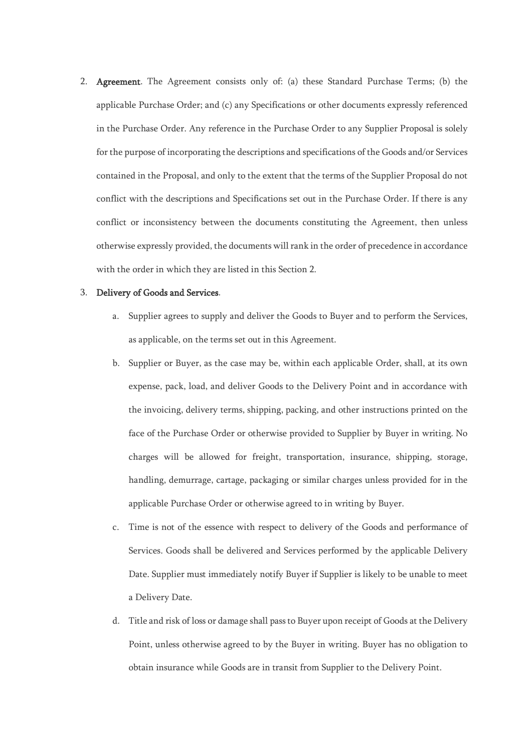2. **Agreement**. The Agreement consists only of: (a) these Standard Purchase Terms; (b) the applicable Purchase Order; and (c) any Specifications or other documents expressly referenced in the Purchase Order. Any reference in the Purchase Order to any Supplier Proposal is solely for the purpose of incorporating the descriptions and specifications of the Goods and/or Services contained in the Proposal, and only to the extent that the terms of the Supplier Proposal do not conflict with the descriptions and Specifications set out in the Purchase Order. If there is any conflict or inconsistency between the documents constituting the Agreement, then unless otherwise expressly provided, the documents will rank in the order of precedence in accordance with the order in which they are listed in this Section 2.

3. **Delivery of Goods and Services**.

    a. Supplier agrees to supply and deliver the Goods to Buyer and to perform the Services, as applicable, on the terms set out in this Agreement.

    b. Supplier or Buyer, as the case may be, within each applicable Order, shall, at its own expense, pack, load, and deliver Goods to the Delivery Point and in accordance with the invoicing, delivery terms, shipping, packing, and other instructions printed on the face of the Purchase Order or otherwise provided to Supplier by Buyer in writing. No charges will be allowed for freight, transportation, insurance, shipping, storage, handling, demurrage, cartage, packaging or similar charges unless provided for in the applicable Purchase Order or otherwise agreed to in writing by Buyer.

    c. Time is not of the essence with respect to delivery of the Goods and performance of Services. Goods shall be delivered and Services performed by the applicable Delivery Date. Supplier must immediately notify Buyer if Supplier is likely to be unable to meet a Delivery Date.

    d. Title and risk of loss or damage shall pass to Buyer upon receipt of Goods at the Delivery Point, unless otherwise agreed to by the Buyer in writing. Buyer has no obligation to obtain insurance while Goods are in transit from Supplier to the Delivery Point.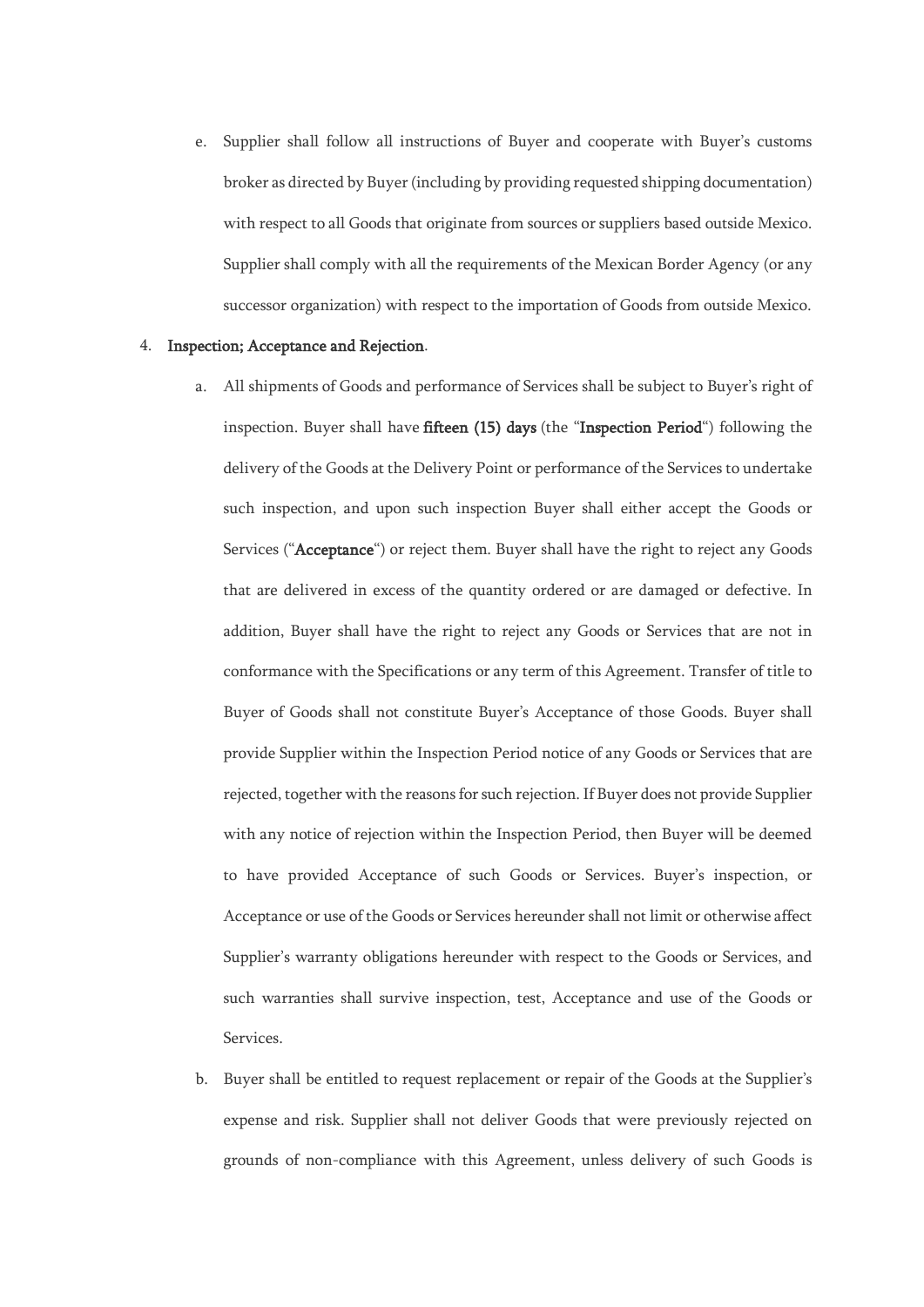e. Supplier shall follow all instructions of Buyer and cooperate with Buyer's customs broker as directed by Buyer (including by providing requested shipping documentation) with respect to all Goods that originate from sources or suppliers based outside Mexico. Supplier shall comply with all the requirements of the Mexican Border Agency (or any successor organization) with respect to the importation of Goods from outside Mexico.

4. **Inspection; Acceptance and Rejection**.

a. All shipments of Goods and performance of Services shall be subject to Buyer's right of inspection. Buyer shall have **fifteen (15) days** (the "**Inspection Period**") following the delivery of the Goods at the Delivery Point or performance of the Services to undertake such inspection, and upon such inspection Buyer shall either accept the Goods or Services ("**Acceptance**") or reject them. Buyer shall have the right to reject any Goods that are delivered in excess of the quantity ordered or are damaged or defective. In addition, Buyer shall have the right to reject any Goods or Services that are not in conformance with the Specifications or any term of this Agreement. Transfer of title to Buyer of Goods shall not constitute Buyer's Acceptance of those Goods. Buyer shall provide Supplier within the Inspection Period notice of any Goods or Services that are rejected, together with the reasons for such rejection. If Buyer does not provide Supplier with any notice of rejection within the Inspection Period, then Buyer will be deemed to have provided Acceptance of such Goods or Services. Buyer's inspection, or Acceptance or use of the Goods or Services hereunder shall not limit or otherwise affect Supplier's warranty obligations hereunder with respect to the Goods or Services, and such warranties shall survive inspection, test, Acceptance and use of the Goods or Services.

b. Buyer shall be entitled to request replacement or repair of the Goods at the Supplier's expense and risk. Supplier shall not deliver Goods that were previously rejected on grounds of non-compliance with this Agreement, unless delivery of such Goods is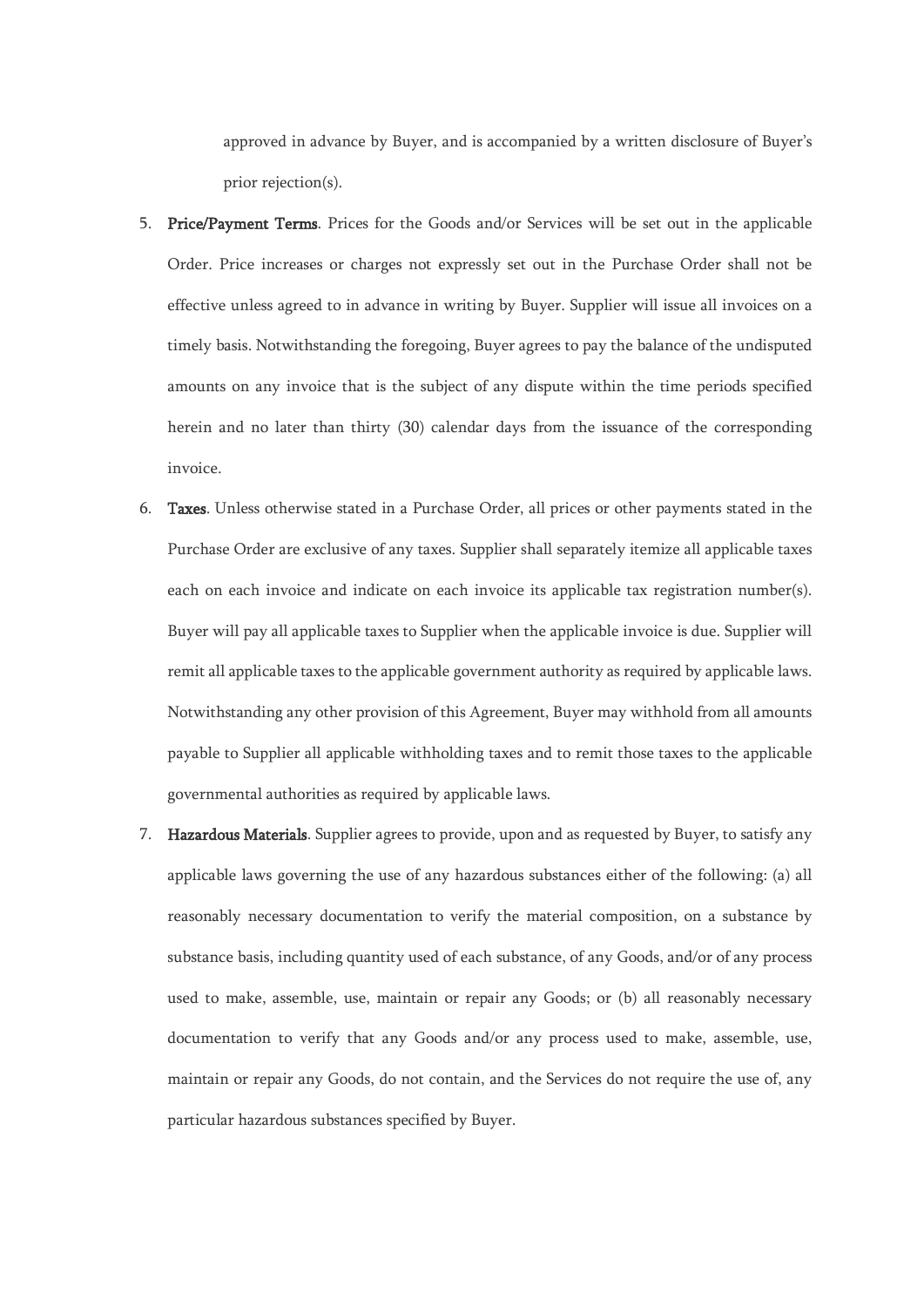approved in advance by Buyer, and is accompanied by a written disclosure of Buyer's prior rejection(s).

5. **Price/Payment Terms**. Prices for the Goods and/or Services will be set out in the applicable Order. Price increases or charges not expressly set out in the Purchase Order shall not be effective unless agreed to in advance in writing by Buyer. Supplier will issue all invoices on a timely basis. Notwithstanding the foregoing, Buyer agrees to pay the balance of the undisputed amounts on any invoice that is the subject of any dispute within the time periods specified herein and no later than thirty (30) calendar days from the issuance of the corresponding invoice.

6. **Taxes**. Unless otherwise stated in a Purchase Order, all prices or other payments stated in the Purchase Order are exclusive of any taxes. Supplier shall separately itemize all applicable taxes each on each invoice and indicate on each invoice its applicable tax registration number(s). Buyer will pay all applicable taxes to Supplier when the applicable invoice is due. Supplier will remit all applicable taxes to the applicable government authority as required by applicable laws. Notwithstanding any other provision of this Agreement, Buyer may withhold from all amounts payable to Supplier all applicable withholding taxes and to remit those taxes to the applicable governmental authorities as required by applicable laws.

7. **Hazardous Materials**. Supplier agrees to provide, upon and as requested by Buyer, to satisfy any applicable laws governing the use of any hazardous substances either of the following: (a) all reasonably necessary documentation to verify the material composition, on a substance by substance basis, including quantity used of each substance, of any Goods, and/or of any process used to make, assemble, use, maintain or repair any Goods; or (b) all reasonably necessary documentation to verify that any Goods and/or any process used to make, assemble, use, maintain or repair any Goods, do not contain, and the Services do not require the use of, any particular hazardous substances specified by Buyer.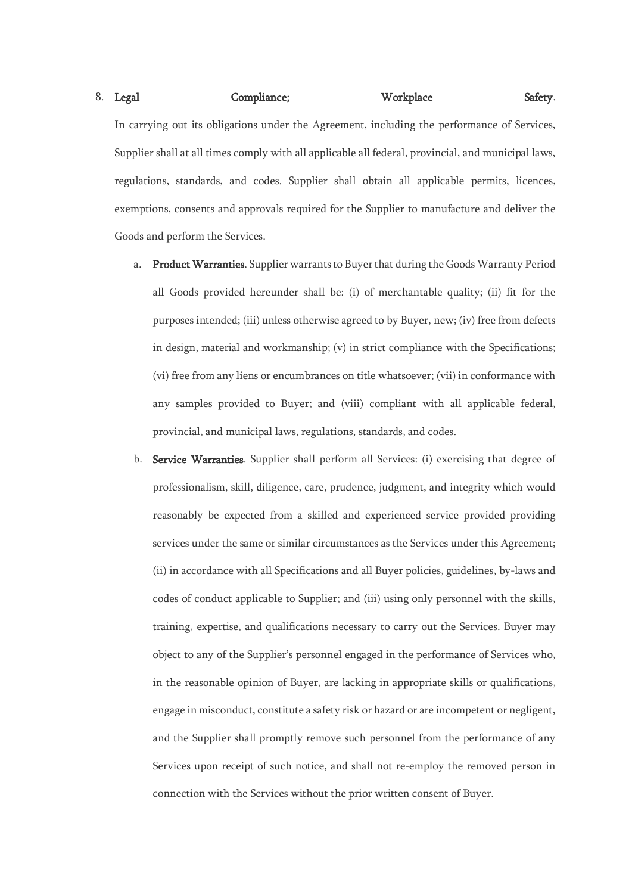8. **Legal Compliance; Workplace Safety**. In carrying out its obligations under the Agreement, including the performance of Services, Supplier shall at all times comply with all applicable all federal, provincial, and municipal laws, regulations, standards, and codes. Supplier shall obtain all applicable permits, licences, exemptions, consents and approvals required for the Supplier to manufacture and deliver the Goods and perform the Services.

   a. **Product Warranties**. Supplier warrants to Buyer that during the Goods Warranty Period all Goods provided hereunder shall be: (i) of merchantable quality; (ii) fit for the purposes intended; (iii) unless otherwise agreed to by Buyer, new; (iv) free from defects in design, material and workmanship; (v) in strict compliance with the Specifications; (vi) free from any liens or encumbrances on title whatsoever; (vii) in conformance with any samples provided to Buyer; and (viii) compliant with all applicable federal, provincial, and municipal laws, regulations, standards, and codes.

   b. **Service Warranties**. Supplier shall perform all Services: (i) exercising that degree of professionalism, skill, diligence, care, prudence, judgment, and integrity which would reasonably be expected from a skilled and experienced service provided providing services under the same or similar circumstances as the Services under this Agreement; (ii) in accordance with all Specifications and all Buyer policies, guidelines, by-laws and codes of conduct applicable to Supplier; and (iii) using only personnel with the skills, training, expertise, and qualifications necessary to carry out the Services. Buyer may object to any of the Supplier's personnel engaged in the performance of Services who, in the reasonable opinion of Buyer, are lacking in appropriate skills or qualifications, engage in misconduct, constitute a safety risk or hazard or are incompetent or negligent, and the Supplier shall promptly remove such personnel from the performance of any Services upon receipt of such notice, and shall not re-employ the removed person in connection with the Services without the prior written consent of Buyer.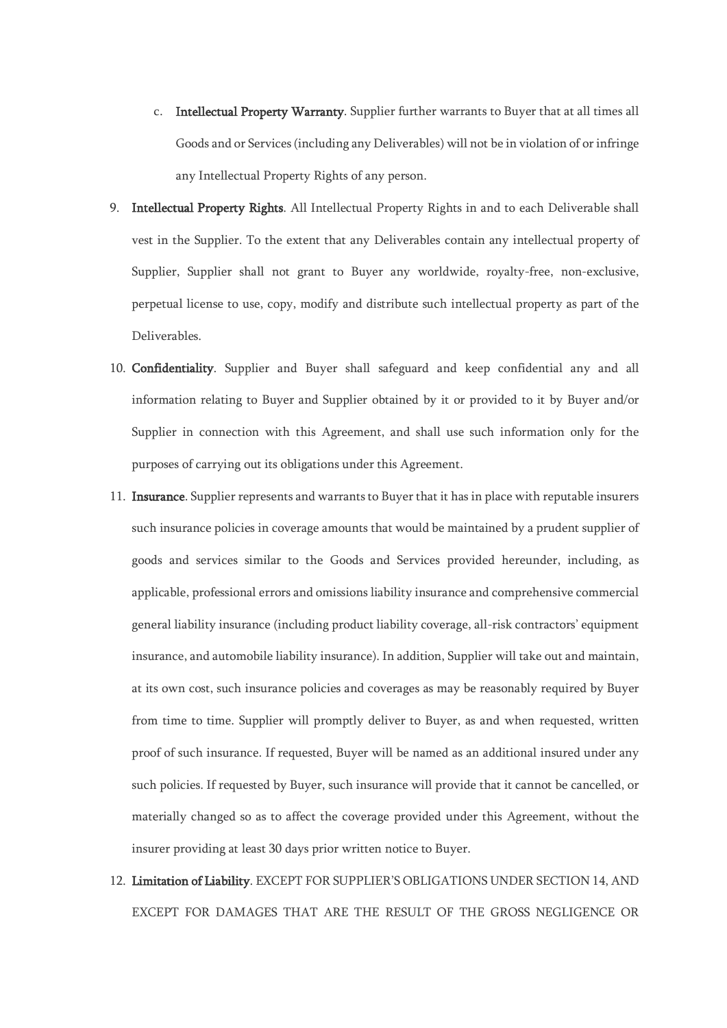c. **Intellectual Property Warranty**. Supplier further warrants to Buyer that at all times all Goods and or Services (including any Deliverables) will not be in violation of or infringe any Intellectual Property Rights of any person.

9. **Intellectual Property Rights**. All Intellectual Property Rights in and to each Deliverable shall vest in the Supplier. To the extent that any Deliverables contain any intellectual property of Supplier, Supplier shall not grant to Buyer any worldwide, royalty-free, non-exclusive, perpetual license to use, copy, modify and distribute such intellectual property as part of the Deliverables.

10. **Confidentiality**. Supplier and Buyer shall safeguard and keep confidential any and all information relating to Buyer and Supplier obtained by it or provided to it by Buyer and/or Supplier in connection with this Agreement, and shall use such information only for the purposes of carrying out its obligations under this Agreement.

11. **Insurance**. Supplier represents and warrants to Buyer that it has in place with reputable insurers such insurance policies in coverage amounts that would be maintained by a prudent supplier of goods and services similar to the Goods and Services provided hereunder, including, as applicable, professional errors and omissions liability insurance and comprehensive commercial general liability insurance (including product liability coverage, all-risk contractors' equipment insurance, and automobile liability insurance). In addition, Supplier will take out and maintain, at its own cost, such insurance policies and coverages as may be reasonably required by Buyer from time to time. Supplier will promptly deliver to Buyer, as and when requested, written proof of such insurance. If requested, Buyer will be named as an additional insured under any such policies. If requested by Buyer, such insurance will provide that it cannot be cancelled, or materially changed so as to affect the coverage provided under this Agreement, without the insurer providing at least 30 days prior written notice to Buyer.

12. **Limitation of Liability**. EXCEPT FOR SUPPLIER'S OBLIGATIONS UNDER SECTION 14, AND EXCEPT FOR DAMAGES THAT ARE THE RESULT OF THE GROSS NEGLIGENCE OR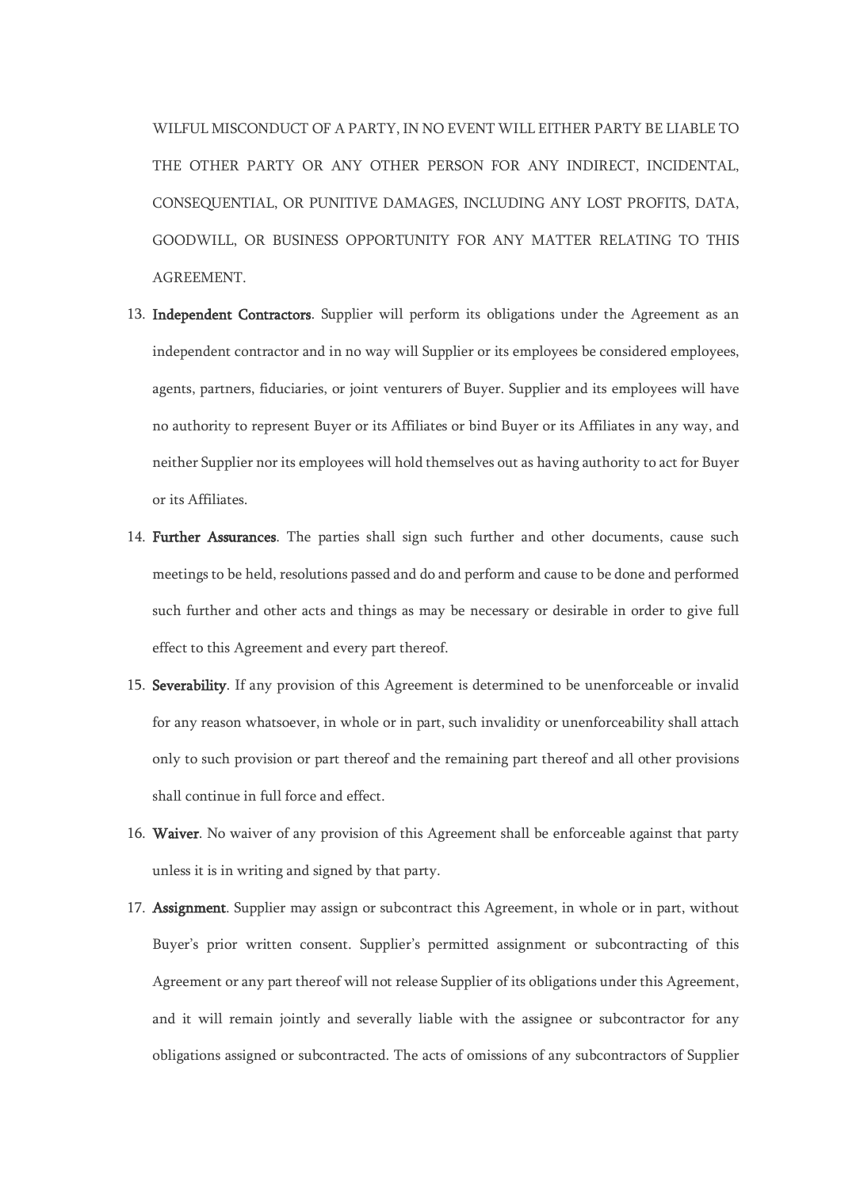WILFUL MISCONDUCT OF A PARTY, IN NO EVENT WILL EITHER PARTY BE LIABLE TO THE OTHER PARTY OR ANY OTHER PERSON FOR ANY INDIRECT, INCIDENTAL, CONSEQUENTIAL, OR PUNITIVE DAMAGES, INCLUDING ANY LOST PROFITS, DATA, GOODWILL, OR BUSINESS OPPORTUNITY FOR ANY MATTER RELATING TO THIS AGREEMENT.

13. **Independent Contractors**. Supplier will perform its obligations under the Agreement as an independent contractor and in no way will Supplier or its employees be considered employees, agents, partners, fiduciaries, or joint venturers of Buyer. Supplier and its employees will have no authority to represent Buyer or its Affiliates or bind Buyer or its Affiliates in any way, and neither Supplier nor its employees will hold themselves out as having authority to act for Buyer or its Affiliates.

14. **Further Assurances**. The parties shall sign such further and other documents, cause such meetings to be held, resolutions passed and do and perform and cause to be done and performed such further and other acts and things as may be necessary or desirable in order to give full effect to this Agreement and every part thereof.

15. **Severability**. If any provision of this Agreement is determined to be unenforceable or invalid for any reason whatsoever, in whole or in part, such invalidity or unenforceability shall attach only to such provision or part thereof and the remaining part thereof and all other provisions shall continue in full force and effect.

16. **Waiver**. No waiver of any provision of this Agreement shall be enforceable against that party unless it is in writing and signed by that party.

17. **Assignment**. Supplier may assign or subcontract this Agreement, in whole or in part, without Buyer's prior written consent. Supplier's permitted assignment or subcontracting of this Agreement or any part thereof will not release Supplier of its obligations under this Agreement, and it will remain jointly and severally liable with the assignee or subcontractor for any obligations assigned or subcontracted. The acts of omissions of any subcontractors of Supplier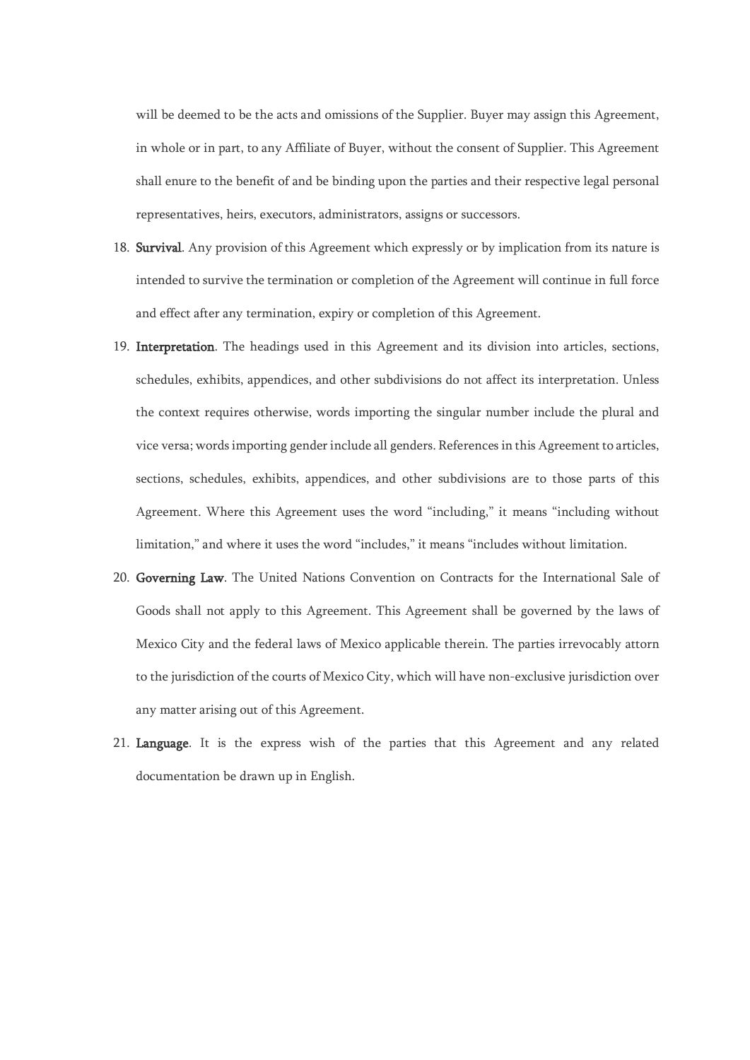will be deemed to be the acts and omissions of the Supplier. Buyer may assign this Agreement, in whole or in part, to any Affiliate of Buyer, without the consent of Supplier. This Agreement shall enure to the benefit of and be binding upon the parties and their respective legal personal representatives, heirs, executors, administrators, assigns or successors.

18. **Survival**. Any provision of this Agreement which expressly or by implication from its nature is intended to survive the termination or completion of the Agreement will continue in full force and effect after any termination, expiry or completion of this Agreement.

19. **Interpretation**. The headings used in this Agreement and its division into articles, sections, schedules, exhibits, appendices, and other subdivisions do not affect its interpretation. Unless the context requires otherwise, words importing the singular number include the plural and vice versa; words importing gender include all genders. References in this Agreement to articles, sections, schedules, exhibits, appendices, and other subdivisions are to those parts of this Agreement. Where this Agreement uses the word "including," it means "including without limitation," and where it uses the word "includes," it means "includes without limitation.

20. **Governing Law**. The United Nations Convention on Contracts for the International Sale of Goods shall not apply to this Agreement. This Agreement shall be governed by the laws of Mexico City and the federal laws of Mexico applicable therein. The parties irrevocably attorn to the jurisdiction of the courts of Mexico City, which will have non-exclusive jurisdiction over any matter arising out of this Agreement.

21. **Language**. It is the express wish of the parties that this Agreement and any related documentation be drawn up in English.